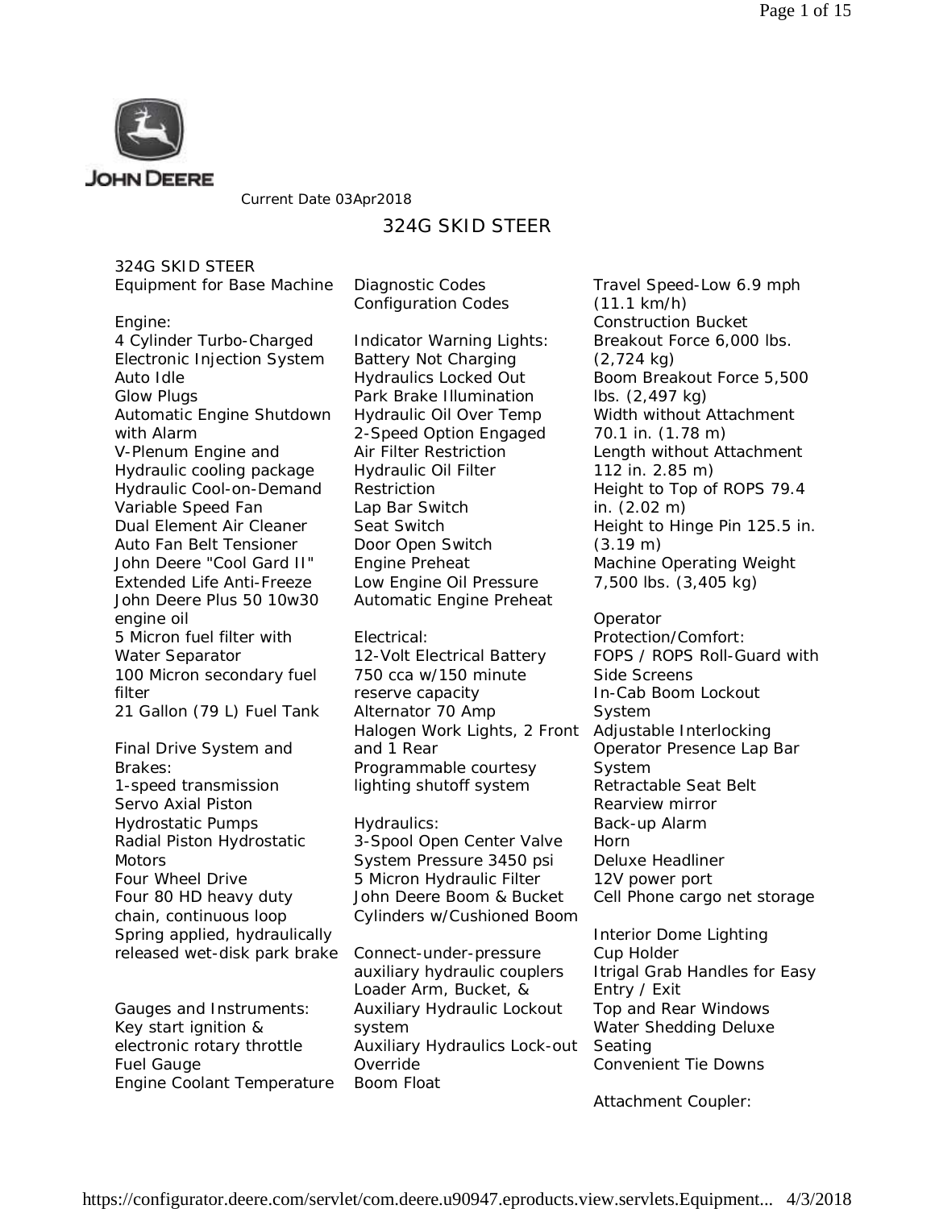JOHN DEERE

Current Date 03Apr2018

# 324G SKID STEER

324G SKID STEER
Equipment for Base Machine

Engine:
4 Cylinder Turbo-Charged
Electronic Injection System
Auto Idle
Glow Plugs
Automatic Engine Shutdown with Alarm
V-Plenum Engine and Hydraulic cooling package
Hydraulic Cool-on-Demand Variable Speed Fan
Dual Element Air Cleaner
Auto Fan Belt Tensioner
John Deere "Cool Gard II" Extended Life Anti-Freeze
John Deere Plus 50 10w30 engine oil
5 Micron fuel filter with Water Separator
100 Micron secondary fuel filter
21 Gallon (79 L) Fuel Tank

Final Drive System and Brakes:
1-speed transmission
Servo Axial Piston Hydrostatic Pumps
Radial Piston Hydrostatic Motors
Four Wheel Drive
Four 80 HD heavy duty chain, continuous loop
Spring applied, hydraulically released wet-disk park brake

Gauges and Instruments:
Key start ignition & electronic rotary throttle
Fuel Gauge
Engine Coolant Temperature
Diagnostic Codes
Configuration Codes

Indicator Warning Lights:
Battery Not Charging
Hydraulics Locked Out
Park Brake Illumination
Hydraulic Oil Over Temp
2-Speed Option Engaged
Air Filter Restriction
Hydraulic Oil Filter Restriction
Lap Bar Switch
Seat Switch
Door Open Switch
Engine Preheat
Low Engine Oil Pressure
Automatic Engine Preheat

Electrical:
12-Volt Electrical Battery 750 cca w/150 minute reserve capacity
Alternator 70 Amp
Halogen Work Lights, 2 Front and 1 Rear
Programmable courtesy lighting shutoff system

Hydraulics:
3-Spool Open Center Valve
System Pressure 3450 psi
5 Micron Hydraulic Filter
John Deere Boom & Bucket Cylinders w/Cushioned Boom

Connect-under-pressure auxiliary hydraulic couplers
Loader Arm, Bucket, & Auxiliary Hydraulic Lockout system
Auxiliary Hydraulics Lock-out Override
Boom Float
Travel Speed-Low 6.9 mph (11.1 km/h)
Construction Bucket Breakout Force 6,000 lbs. (2,724 kg)
Boom Breakout Force 5,500 lbs. (2,497 kg)
Width without Attachment 70.1 in. (1.78 m)
Length without Attachment 112 in. 2.85 m)
Height to Top of ROPS 79.4 in. (2.02 m)
Height to Hinge Pin 125.5 in. (3.19 m)
Machine Operating Weight 7,500 lbs. (3,405 kg)

Operator Protection/Comfort:
FOPS / ROPS Roll-Guard with Side Screens
In-Cab Boom Lockout System
Adjustable Interlocking Operator Presence Lap Bar System
Retractable Seat Belt
Rearview mirror
Back-up Alarm
Horn
Deluxe Headliner
12V power port
Cell Phone cargo net storage

Interior Dome Lighting
Cup Holder
Itrigal Grab Handles for Easy Entry / Exit
Top and Rear Windows
Water Shedding Deluxe Seating
Convenient Tie Downs

Attachment Coupler: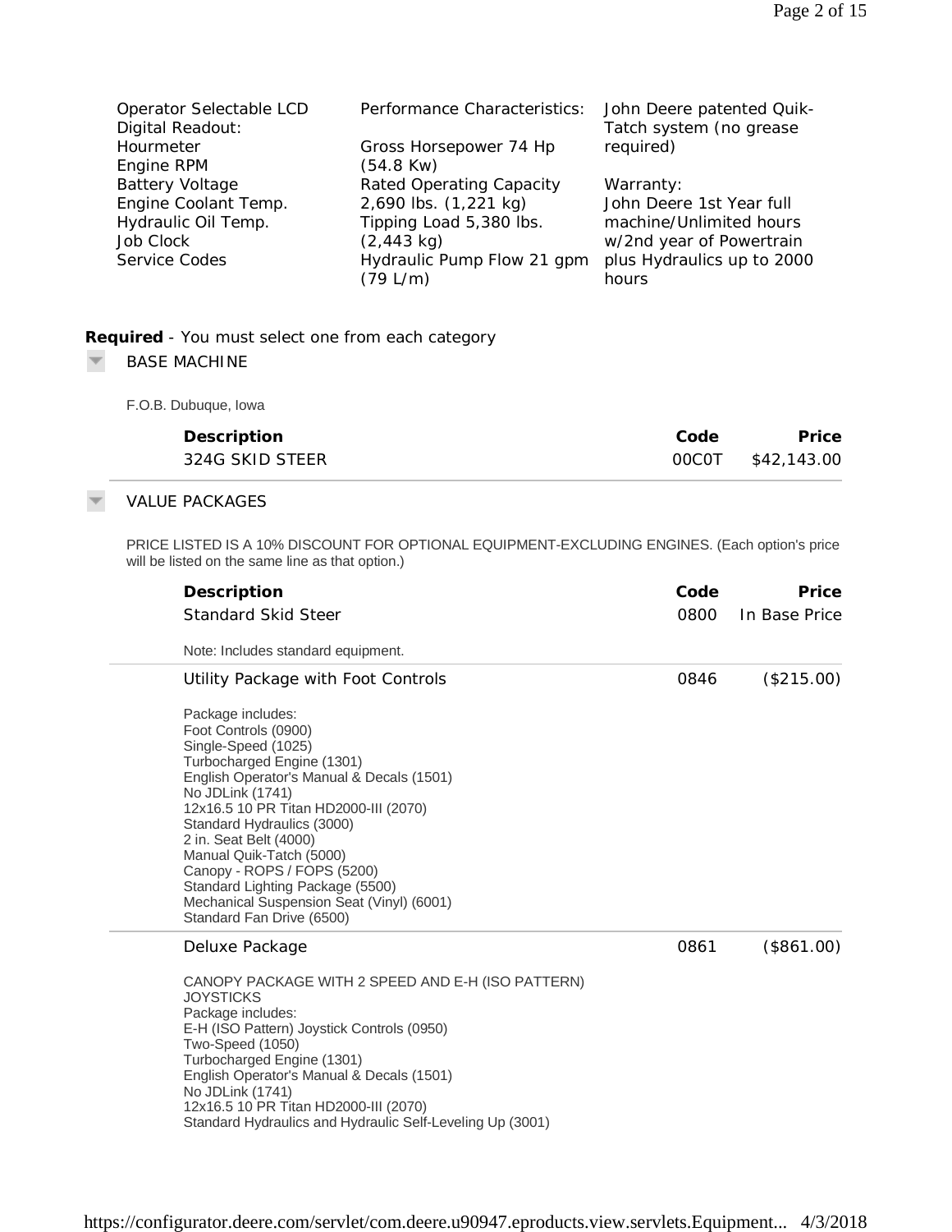Operator Selectable LCD Digital Readout:
- Hourmeter
- Engine RPM
- Battery Voltage
- Engine Coolant Temp.
- Hydraulic Oil Temp.
- Job Clock
- Service Codes

Performance Characteristics:

- Gross Horsepower 74 Hp (54.8 Kw)
- Rated Operating Capacity 2,690 lbs. (1,221 kg)
- Tipping Load 5,380 lbs. (2,443 kg)
- Hydraulic Pump Flow 21 gpm (79 L/m)

John Deere patented Quik-Tatch system (no grease required)

Warranty:
John Deere 1st Year full machine/Unlimited hours w/2nd year of Powertrain plus Hydraulics up to 2000 hours

**Required** - You must select one from each category

## BASE MACHINE

F.O.B. Dubuque, Iowa

| Description | Code | Price |
|---|---|---|
| 324G SKID STEER | 00C0T | $42,143.00 |

## VALUE PACKAGES

PRICE LISTED IS A 10% DISCOUNT FOR OPTIONAL EQUIPMENT-EXCLUDING ENGINES. (Each option's price will be listed on the same line as that option.)

| Description | Code | Price |
|---|---|---|
| Standard Skid Steer | 0800 | In Base Price |

Note: Includes standard equipment.

| Description | Code | Price |
|---|---|---|
| Utility Package with Foot Controls | 0846 | ($215.00) |

Package includes:
Foot Controls (0900)
Single-Speed (1025)
Turbocharged Engine (1301)
English Operator's Manual & Decals (1501)
No JDLink (1741)
12x16.5 10 PR Titan HD2000-III (2070)
Standard Hydraulics (3000)
2 in. Seat Belt (4000)
Manual Quik-Tatch (5000)
Canopy - ROPS / FOPS (5200)
Standard Lighting Package (5500)
Mechanical Suspension Seat (Vinyl) (6001)
Standard Fan Drive (6500)

| Description | Code | Price |
|---|---|---|
| Deluxe Package | 0861 | ($861.00) |

CANOPY PACKAGE WITH 2 SPEED AND E-H (ISO PATTERN) JOYSTICKS
Package includes:
E-H (ISO Pattern) Joystick Controls (0950)
Two-Speed (1050)
Turbocharged Engine (1301)
English Operator's Manual & Decals (1501)
No JDLink (1741)
12x16.5 10 PR Titan HD2000-III (2070)
Standard Hydraulics and Hydraulic Self-Leveling Up (3001)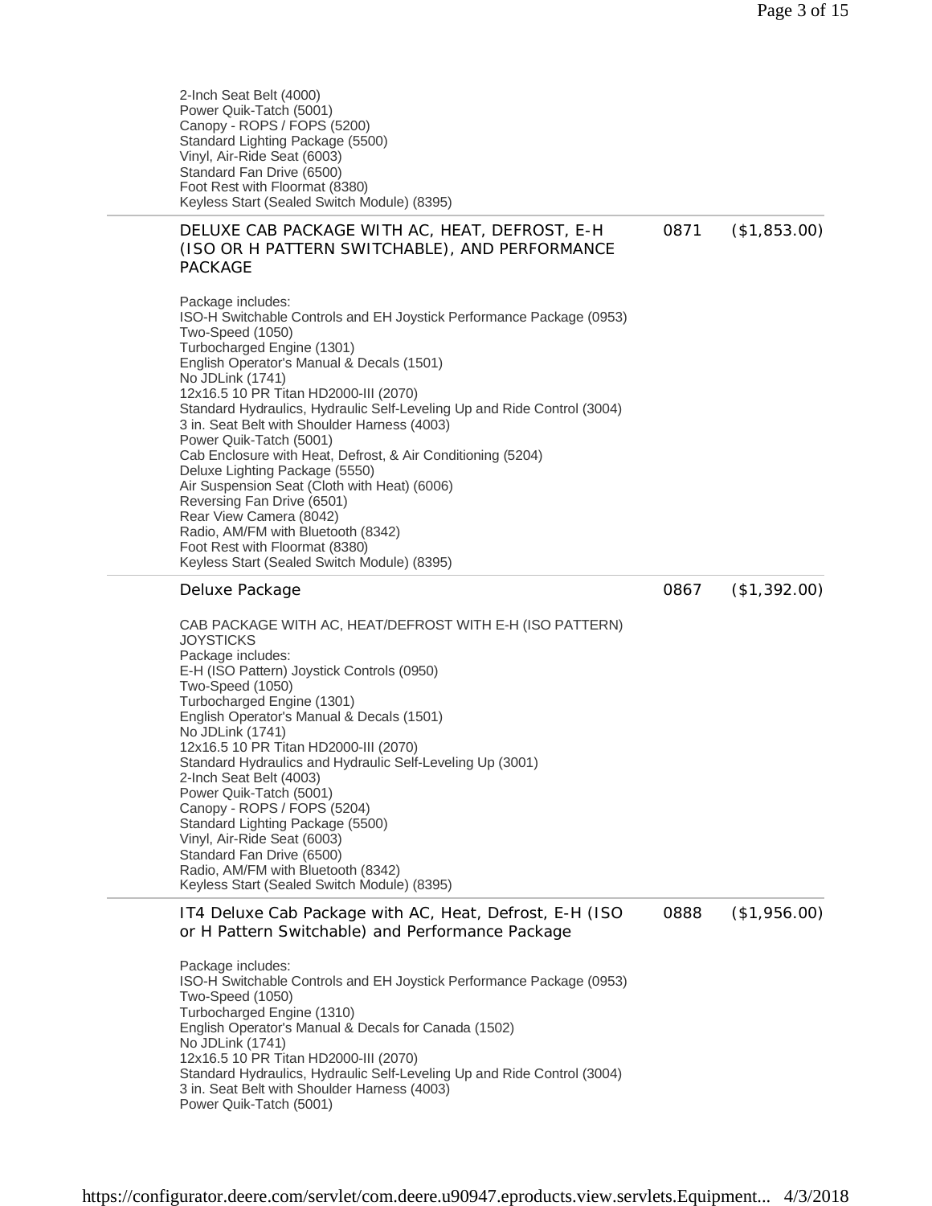2-Inch Seat Belt (4000)
Power Quik-Tatch (5001)
Canopy - ROPS / FOPS (5200)
Standard Lighting Package (5500)
Vinyl, Air-Ride Seat (6003)
Standard Fan Drive (6500)
Foot Rest with Floormat (8380)
Keyless Start (Sealed Switch Module) (8395)

---

**DELUXE CAB PACKAGE WITH AC, HEAT, DEFROST, E-H (ISO OR H PATTERN SWITCHABLE), AND PERFORMANCE PACKAGE** | 0871 | ($1,853.00)

Package includes:
ISO-H Switchable Controls and EH Joystick Performance Package (0953)
Two-Speed (1050)
Turbocharged Engine (1301)
English Operator's Manual & Decals (1501)
No JDLink (1741)
12x16.5 10 PR Titan HD2000-III (2070)
Standard Hydraulics, Hydraulic Self-Leveling Up and Ride Control (3004)
3 in. Seat Belt with Shoulder Harness (4003)
Power Quik-Tatch (5001)
Cab Enclosure with Heat, Defrost, & Air Conditioning (5204)
Deluxe Lighting Package (5550)
Air Suspension Seat (Cloth with Heat) (6006)
Reversing Fan Drive (6501)
Rear View Camera (8042)
Radio, AM/FM with Bluetooth (8342)
Foot Rest with Floormat (8380)
Keyless Start (Sealed Switch Module) (8395)

---

**Deluxe Package** | 0867 | ($1,392.00)

CAB PACKAGE WITH AC, HEAT/DEFROST WITH E-H (ISO PATTERN) JOYSTICKS
Package includes:
E-H (ISO Pattern) Joystick Controls (0950)
Two-Speed (1050)
Turbocharged Engine (1301)
English Operator's Manual & Decals (1501)
No JDLink (1741)
12x16.5 10 PR Titan HD2000-III (2070)
Standard Hydraulics and Hydraulic Self-Leveling Up (3001)
2-Inch Seat Belt (4003)
Power Quik-Tatch (5001)
Canopy - ROPS / FOPS (5204)
Standard Lighting Package (5500)
Vinyl, Air-Ride Seat (6003)
Standard Fan Drive (6500)
Radio, AM/FM with Bluetooth (8342)
Keyless Start (Sealed Switch Module) (8395)

---

**IT4 Deluxe Cab Package with AC, Heat, Defrost, E-H (ISO or H Pattern Switchable) and Performance Package** | 0888 | ($1,956.00)

Package includes:
ISO-H Switchable Controls and EH Joystick Performance Package (0953)
Two-Speed (1050)
Turbocharged Engine (1310)
English Operator's Manual & Decals for Canada (1502)
No JDLink (1741)
12x16.5 10 PR Titan HD2000-III (2070)
Standard Hydraulics, Hydraulic Self-Leveling Up and Ride Control (3004)
3 in. Seat Belt with Shoulder Harness (4003)
Power Quik-Tatch (5001)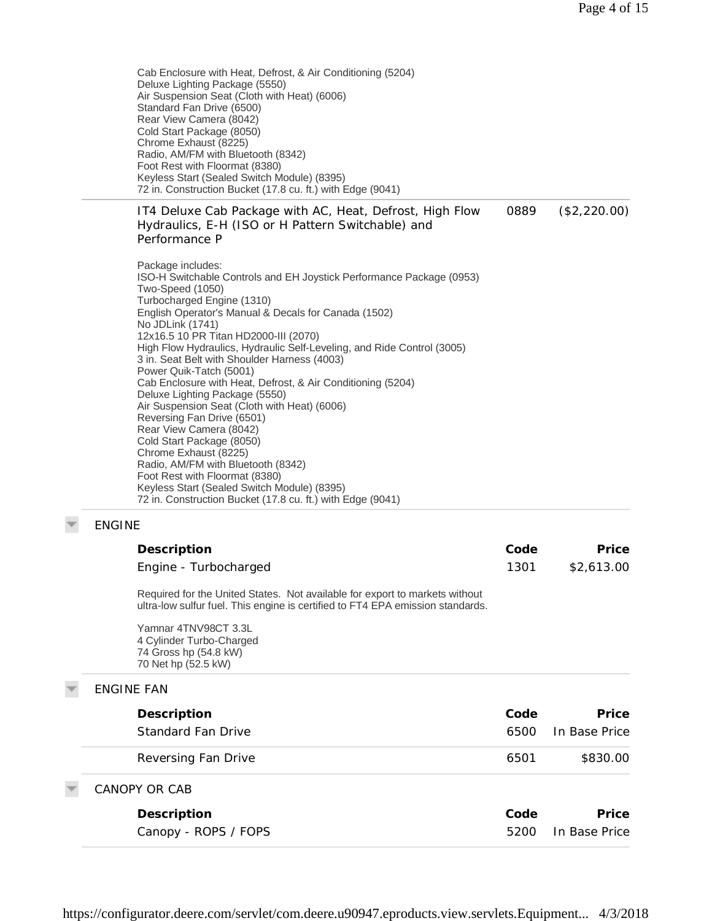Cab Enclosure with Heat, Defrost, & Air Conditioning (5204)
Deluxe Lighting Package (5550)
Air Suspension Seat (Cloth with Heat) (6006)
Standard Fan Drive (6500)
Rear View Camera (8042)
Cold Start Package (8050)
Chrome Exhaust (8225)
Radio, AM/FM with Bluetooth (8342)
Foot Rest with Floormat (8380)
Keyless Start (Sealed Switch Module) (8395)
72 in. Construction Bucket (17.8 cu. ft.) with Edge (9041)

| | | |
|---|---|---|
| IT4 Deluxe Cab Package with AC, Heat, Defrost, High Flow Hydraulics, E-H (ISO or H Pattern Switchable) and Performance P | 0889 | ($2,220.00) |

Package includes:
ISO-H Switchable Controls and EH Joystick Performance Package (0953)
Two-Speed (1050)
Turbocharged Engine (1310)
English Operator's Manual & Decals for Canada (1502)
No JDLink (1741)
12x16.5 10 PR Titan HD2000-III (2070)
High Flow Hydraulics, Hydraulic Self-Leveling, and Ride Control (3005)
3 in. Seat Belt with Shoulder Harness (4003)
Power Quik-Tatch (5001)
Cab Enclosure with Heat, Defrost, & Air Conditioning (5204)
Deluxe Lighting Package (5550)
Air Suspension Seat (Cloth with Heat) (6006)
Reversing Fan Drive (6501)
Rear View Camera (8042)
Cold Start Package (8050)
Chrome Exhaust (8225)
Radio, AM/FM with Bluetooth (8342)
Foot Rest with Floormat (8380)
Keyless Start (Sealed Switch Module) (8395)
72 in. Construction Bucket (17.8 cu. ft.) with Edge (9041)

## ENGINE

| Description | Code | Price |
|---|---|---|
| Engine - Turbocharged | 1301 | $2,613.00 |

Required for the United States. Not available for export to markets without ultra-low sulfur fuel. This engine is certified to FT4 EPA emission standards.

Yamnar 4TNV98CT 3.3L
4 Cylinder Turbo-Charged
74 Gross hp (54.8 kW)
70 Net hp (52.5 kW)

## ENGINE FAN

| Description | Code | Price |
|---|---|---|
| Standard Fan Drive | 6500 | In Base Price |
| Reversing Fan Drive | 6501 | $830.00 |

## CANOPY OR CAB

| Description | Code | Price |
|---|---|---|
| Canopy - ROPS / FOPS | 5200 | In Base Price |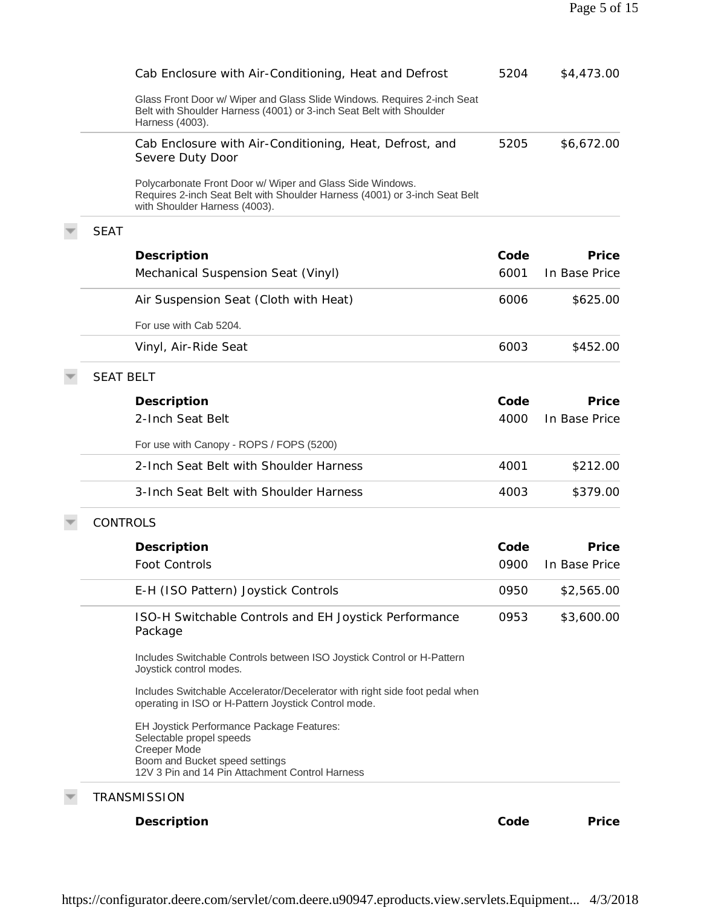| Description | Code | Price |
|---|---|---|
| Cab Enclosure with Air-Conditioning, Heat and Defrost<br>Glass Front Door w/ Wiper and Glass Slide Windows. Requires 2-inch Seat Belt with Shoulder Harness (4001) or 3-inch Seat Belt with Shoulder Harness (4003). | 5204 | $4,473.00 |
| Cab Enclosure with Air-Conditioning, Heat, Defrost, and Severe Duty Door<br>Polycarbonate Front Door w/ Wiper and Glass Side Windows. Requires 2-inch Seat Belt with Shoulder Harness (4001) or 3-inch Seat Belt with Shoulder Harness (4003). | 5205 | $6,672.00 |

## SEAT

| Description | Code | Price |
|---|---|---|
| Mechanical Suspension Seat (Vinyl) | 6001 | In Base Price |
| Air Suspension Seat (Cloth with Heat)<br>For use with Cab 5204. | 6006 | $625.00 |
| Vinyl, Air-Ride Seat | 6003 | $452.00 |

## SEAT BELT

| Description | Code | Price |
|---|---|---|
| 2-Inch Seat Belt<br>For use with Canopy - ROPS / FOPS (5200) | 4000 | In Base Price |
| 2-Inch Seat Belt with Shoulder Harness | 4001 | $212.00 |
| 3-Inch Seat Belt with Shoulder Harness | 4003 | $379.00 |

## CONTROLS

| Description | Code | Price |
|---|---|---|
| Foot Controls | 0900 | In Base Price |
| E-H (ISO Pattern) Joystick Controls | 0950 | $2,565.00 |
| ISO-H Switchable Controls and EH Joystick Performance Package<br>Includes Switchable Controls between ISO Joystick Control or H-Pattern Joystick control modes.<br>Includes Switchable Accelerator/Decelerator with right side foot pedal when operating in ISO or H-Pattern Joystick Control mode.<br>EH Joystick Performance Package Features:<br>Selectable propel speeds<br>Creeper Mode<br>Boom and Bucket speed settings<br>12V 3 Pin and 14 Pin Attachment Control Harness | 0953 | $3,600.00 |

## TRANSMISSION

| Description | Code | Price |
|---|---|---|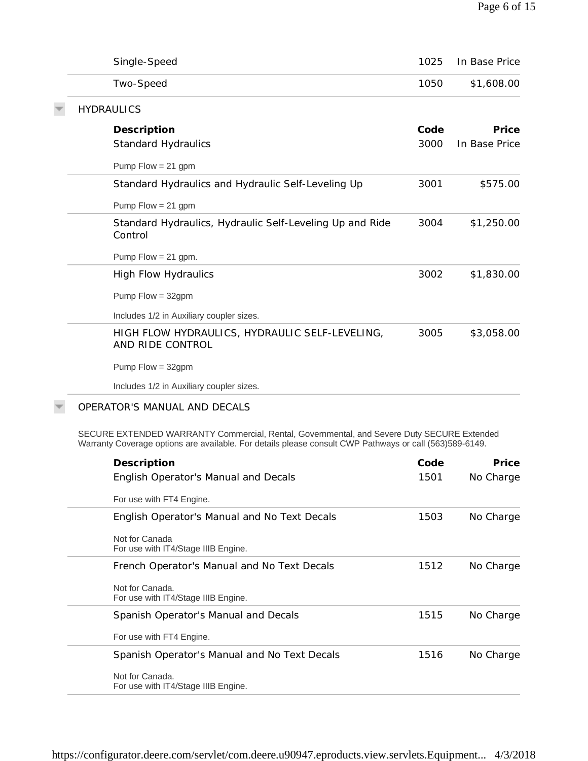| Description | Code | Price |
|---|---|---|
| Single-Speed | 1025 | In Base Price |
| Two-Speed | 1050 | $1,608.00 |

## HYDRAULICS

| Description | Code | Price |
|---|---|---|
| Standard Hydraulics<br>Pump Flow = 21 gpm | 3000 | In Base Price |
| Standard Hydraulics and Hydraulic Self-Leveling Up<br>Pump Flow = 21 gpm | 3001 | $575.00 |
| Standard Hydraulics, Hydraulic Self-Leveling Up and Ride Control<br>Pump Flow = 21 gpm. | 3004 | $1,250.00 |
| High Flow Hydraulics<br>Pump Flow = 32gpm<br>Includes 1/2 in Auxiliary coupler sizes. | 3002 | $1,830.00 |
| HIGH FLOW HYDRAULICS, HYDRAULIC SELF-LEVELING, AND RIDE CONTROL<br>Pump Flow = 32gpm<br>Includes 1/2 in Auxiliary coupler sizes. | 3005 | $3,058.00 |

## OPERATOR'S MANUAL AND DECALS

SECURE EXTENDED WARRANTY Commercial, Rental, Governmental, and Severe Duty SECURE Extended Warranty Coverage options are available. For details please consult CWP Pathways or call (563)589-6149.

| Description | Code | Price |
|---|---|---|
| English Operator's Manual and Decals<br>For use with FT4 Engine. | 1501 | No Charge |
| English Operator's Manual and No Text Decals<br>Not for Canada<br>For use with IT4/Stage IIIB Engine. | 1503 | No Charge |
| French Operator's Manual and No Text Decals<br>Not for Canada.<br>For use with IT4/Stage IIIB Engine. | 1512 | No Charge |
| Spanish Operator's Manual and Decals<br>For use with FT4 Engine. | 1515 | No Charge |
| Spanish Operator's Manual and No Text Decals<br>Not for Canada.<br>For use with IT4/Stage IIIB Engine. | 1516 | No Charge |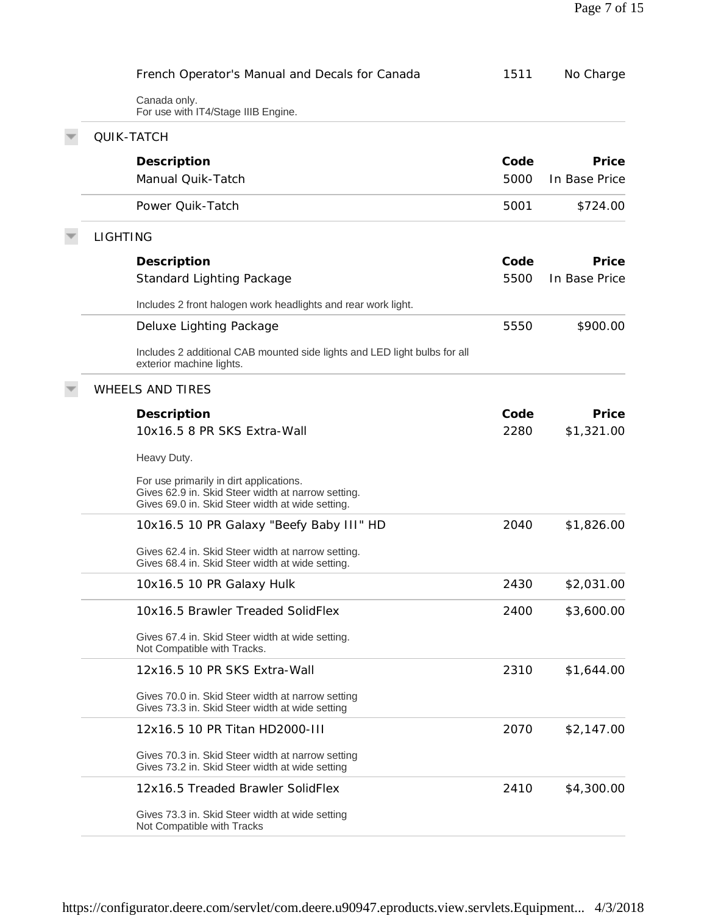| Description | Code | Price |
| --- | --- | --- |
| French Operator's Manual and Decals for Canada | 1511 | No Charge |

Canada only.
For use with IT4/Stage IIIB Engine.

## QUIK-TATCH

| Description | Code | Price |
| --- | --- | --- |
| Manual Quik-Tatch | 5000 | In Base Price |
| Power Quik-Tatch | 5001 | $724.00 |

## LIGHTING

| Description | Code | Price |
| --- | --- | --- |
| Standard Lighting Package | 5500 | In Base Price |

Includes 2 front halogen work headlights and rear work light.

| Description | Code | Price |
| --- | --- | --- |
| Deluxe Lighting Package | 5550 | $900.00 |

Includes 2 additional CAB mounted side lights and LED light bulbs for all exterior machine lights.

## WHEELS AND TIRES

| Description | Code | Price |
| --- | --- | --- |
| 10x16.5 8 PR SKS Extra-Wall | 2280 | $1,321.00 |

Heavy Duty.

For use primarily in dirt applications.
Gives 62.9 in. Skid Steer width at narrow setting.
Gives 69.0 in. Skid Steer width at wide setting.

| Description | Code | Price |
| --- | --- | --- |
| 10x16.5 10 PR Galaxy "Beefy Baby III" HD | 2040 | $1,826.00 |

Gives 62.4 in. Skid Steer width at narrow setting.
Gives 68.4 in. Skid Steer width at wide setting.

| Description | Code | Price |
| --- | --- | --- |
| 10x16.5 10 PR Galaxy Hulk | 2430 | $2,031.00 |
| 10x16.5 Brawler Treaded SolidFlex | 2400 | $3,600.00 |

Gives 67.4 in. Skid Steer width at wide setting.
Not Compatible with Tracks.

| Description | Code | Price |
| --- | --- | --- |
| 12x16.5 10 PR SKS Extra-Wall | 2310 | $1,644.00 |

Gives 70.0 in. Skid Steer width at narrow setting
Gives 73.3 in. Skid Steer width at wide setting

| Description | Code | Price |
| --- | --- | --- |
| 12x16.5 10 PR Titan HD2000-III | 2070 | $2,147.00 |

Gives 70.3 in. Skid Steer width at narrow setting
Gives 73.2 in. Skid Steer width at wide setting

| Description | Code | Price |
| --- | --- | --- |
| 12x16.5 Treaded Brawler SolidFlex | 2410 | $4,300.00 |

Gives 73.3 in. Skid Steer width at wide setting
Not Compatible with Tracks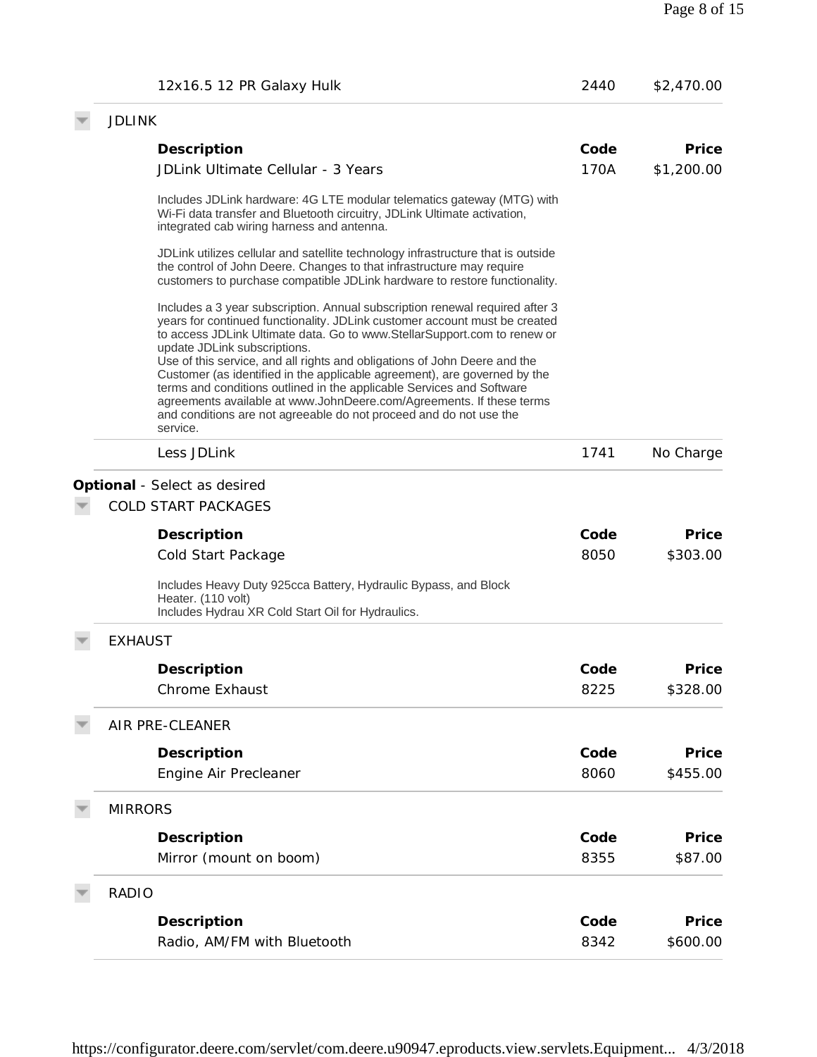| | | |
|---|---|---|
| 12x16.5 12 PR Galaxy Hulk | 2440 | $2,470.00 |

### JDLINK

| Description | Code | Price |
|---|---|---|
| JDLink Ultimate Cellular - 3 Years | 170A | $1,200.00 |

Includes JDLink hardware: 4G LTE modular telematics gateway (MTG) with Wi-Fi data transfer and Bluetooth circuitry, JDLink Ultimate activation, integrated cab wiring harness and antenna.

JDLink utilizes cellular and satellite technology infrastructure that is outside the control of John Deere. Changes to that infrastructure may require customers to purchase compatible JDLink hardware to restore functionality.

Includes a 3 year subscription. Annual subscription renewal required after 3 years for continued functionality. JDLink customer account must be created to access JDLink Ultimate data. Go to www.StellarSupport.com to renew or update JDLink subscriptions.
Use of this service, and all rights and obligations of John Deere and the Customer (as identified in the applicable agreement), are governed by the terms and conditions outlined in the applicable Services and Software agreements available at www.JohnDeere.com/Agreements. If these terms and conditions are not agreeable do not proceed and do not use the service.

| | | |
|---|---|---|
| Less JDLink | 1741 | No Charge |

**Optional** - Select as desired

### COLD START PACKAGES

| Description | Code | Price |
|---|---|---|
| Cold Start Package | 8050 | $303.00 |

Includes Heavy Duty 925cca Battery, Hydraulic Bypass, and Block Heater. (110 volt)
Includes Hydrau XR Cold Start Oil for Hydraulics.

### EXHAUST

| Description | Code | Price |
|---|---|---|
| Chrome Exhaust | 8225 | $328.00 |

### AIR PRE-CLEANER

| Description | Code | Price |
|---|---|---|
| Engine Air Precleaner | 8060 | $455.00 |

### MIRRORS

| Description | Code | Price |
|---|---|---|
| Mirror (mount on boom) | 8355 | $87.00 |

### RADIO

| Description | Code | Price |
|---|---|---|
| Radio, AM/FM with Bluetooth | 8342 | $600.00 |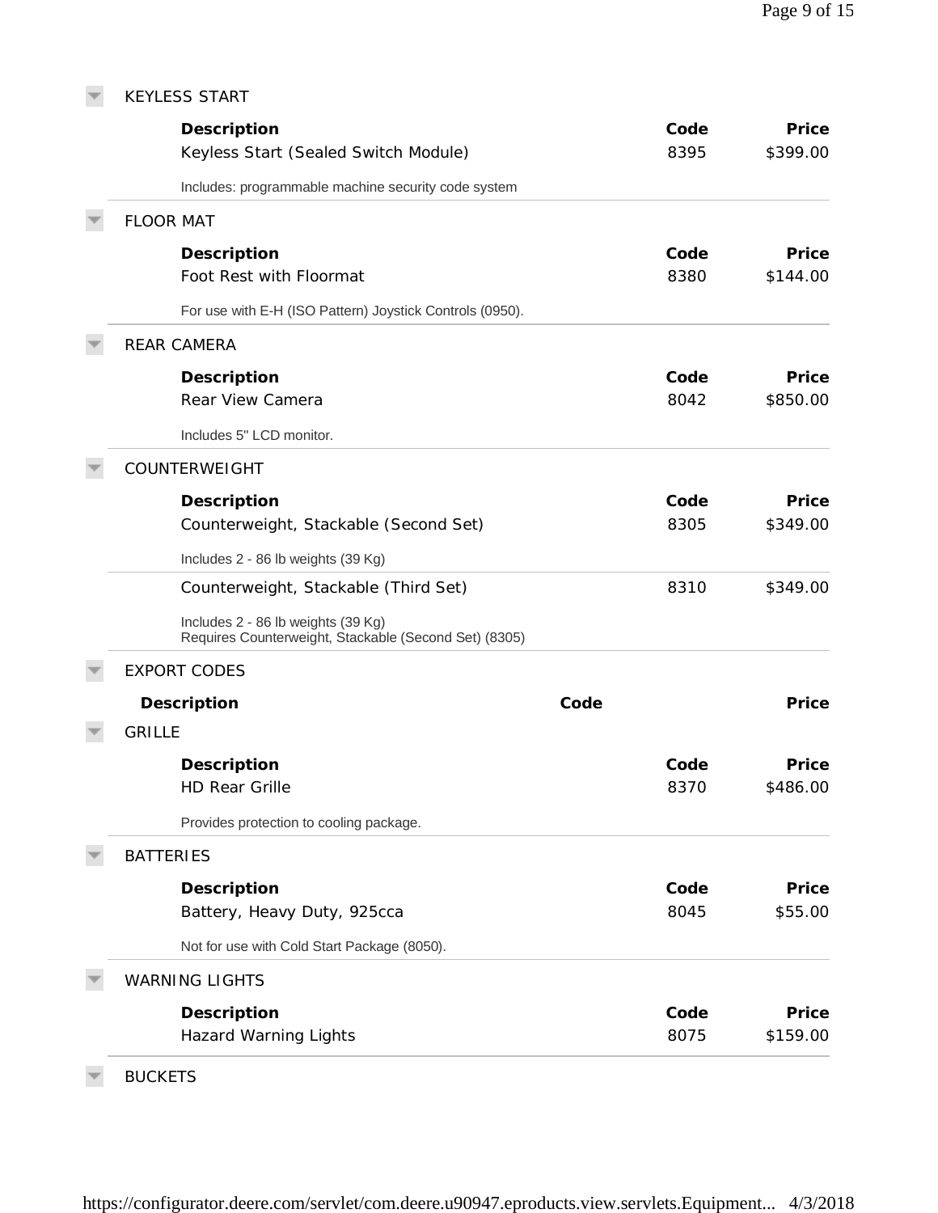## KEYLESS START

| Description | Code | Price |
|---|---|---|
| Keyless Start (Sealed Switch Module) | 8395 | $399.00 |

Includes: programmable machine security code system

## FLOOR MAT

| Description | Code | Price |
|---|---|---|
| Foot Rest with Floormat | 8380 | $144.00 |

For use with E-H (ISO Pattern) Joystick Controls (0950).

## REAR CAMERA

| Description | Code | Price |
|---|---|---|
| Rear View Camera | 8042 | $850.00 |

Includes 5" LCD monitor.

## COUNTERWEIGHT

| Description | Code | Price |
|---|---|---|
| Counterweight, Stackable (Second Set) | 8305 | $349.00 |

Includes 2 - 86 lb weights (39 Kg)

| Description | Code | Price |
|---|---|---|
| Counterweight, Stackable (Third Set) | 8310 | $349.00 |

Includes 2 - 86 lb weights (39 Kg)
Requires Counterweight, Stackable (Second Set) (8305)

## EXPORT CODES

| Description | Code | Price |
|---|---|---|

## GRILLE

| Description | Code | Price |
|---|---|---|
| HD Rear Grille | 8370 | $486.00 |

Provides protection to cooling package.

## BATTERIES

| Description | Code | Price |
|---|---|---|
| Battery, Heavy Duty, 925cca | 8045 | $55.00 |

Not for use with Cold Start Package (8050).

## WARNING LIGHTS

| Description | Code | Price |
|---|---|---|
| Hazard Warning Lights | 8075 | $159.00 |

## BUCKETS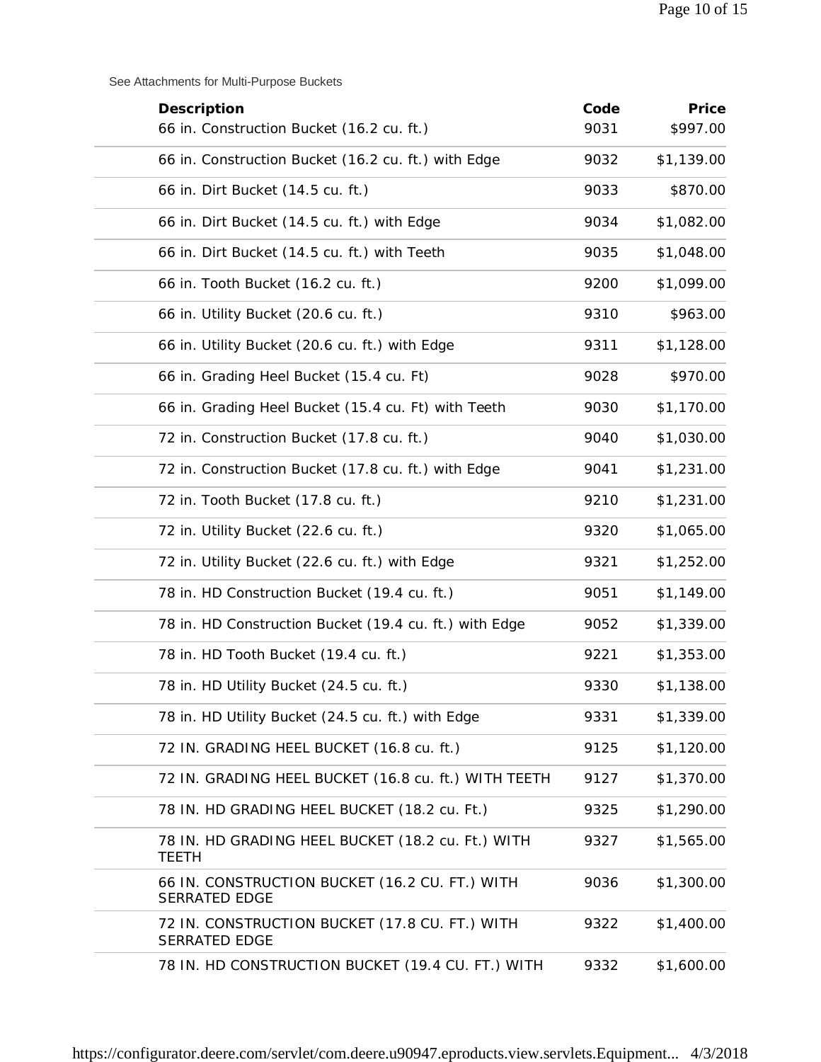See Attachments for Multi-Purpose Buckets

| Description | Code | Price |
| --- | --- | --- |
| 66 in. Construction Bucket (16.2 cu. ft.) | 9031 | $997.00 |
| 66 in. Construction Bucket (16.2 cu. ft.) with Edge | 9032 | $1,139.00 |
| 66 in. Dirt Bucket (14.5 cu. ft.) | 9033 | $870.00 |
| 66 in. Dirt Bucket (14.5 cu. ft.) with Edge | 9034 | $1,082.00 |
| 66 in. Dirt Bucket (14.5 cu. ft.) with Teeth | 9035 | $1,048.00 |
| 66 in. Tooth Bucket (16.2 cu. ft.) | 9200 | $1,099.00 |
| 66 in. Utility Bucket (20.6 cu. ft.) | 9310 | $963.00 |
| 66 in. Utility Bucket (20.6 cu. ft.) with Edge | 9311 | $1,128.00 |
| 66 in. Grading Heel Bucket (15.4 cu. Ft) | 9028 | $970.00 |
| 66 in. Grading Heel Bucket (15.4 cu. Ft) with Teeth | 9030 | $1,170.00 |
| 72 in. Construction Bucket (17.8 cu. ft.) | 9040 | $1,030.00 |
| 72 in. Construction Bucket (17.8 cu. ft.) with Edge | 9041 | $1,231.00 |
| 72 in. Tooth Bucket (17.8 cu. ft.) | 9210 | $1,231.00 |
| 72 in. Utility Bucket (22.6 cu. ft.) | 9320 | $1,065.00 |
| 72 in. Utility Bucket (22.6 cu. ft.) with Edge | 9321 | $1,252.00 |
| 78 in. HD Construction Bucket (19.4 cu. ft.) | 9051 | $1,149.00 |
| 78 in. HD Construction Bucket (19.4 cu. ft.) with Edge | 9052 | $1,339.00 |
| 78 in. HD Tooth Bucket (19.4 cu. ft.) | 9221 | $1,353.00 |
| 78 in. HD Utility Bucket (24.5 cu. ft.) | 9330 | $1,138.00 |
| 78 in. HD Utility Bucket (24.5 cu. ft.) with Edge | 9331 | $1,339.00 |
| 72 IN. GRADING HEEL BUCKET (16.8 cu. ft.) | 9125 | $1,120.00 |
| 72 IN. GRADING HEEL BUCKET (16.8 cu. ft.) WITH TEETH | 9127 | $1,370.00 |
| 78 IN. HD GRADING HEEL BUCKET (18.2 cu. Ft.) | 9325 | $1,290.00 |
| 78 IN. HD GRADING HEEL BUCKET (18.2 cu. Ft.) WITH TEETH | 9327 | $1,565.00 |
| 66 IN. CONSTRUCTION BUCKET (16.2 CU. FT.) WITH SERRATED EDGE | 9036 | $1,300.00 |
| 72 IN. CONSTRUCTION BUCKET (17.8 CU. FT.) WITH SERRATED EDGE | 9322 | $1,400.00 |
| 78 IN. HD CONSTRUCTION BUCKET (19.4 CU. FT.) WITH | 9332 | $1,600.00 |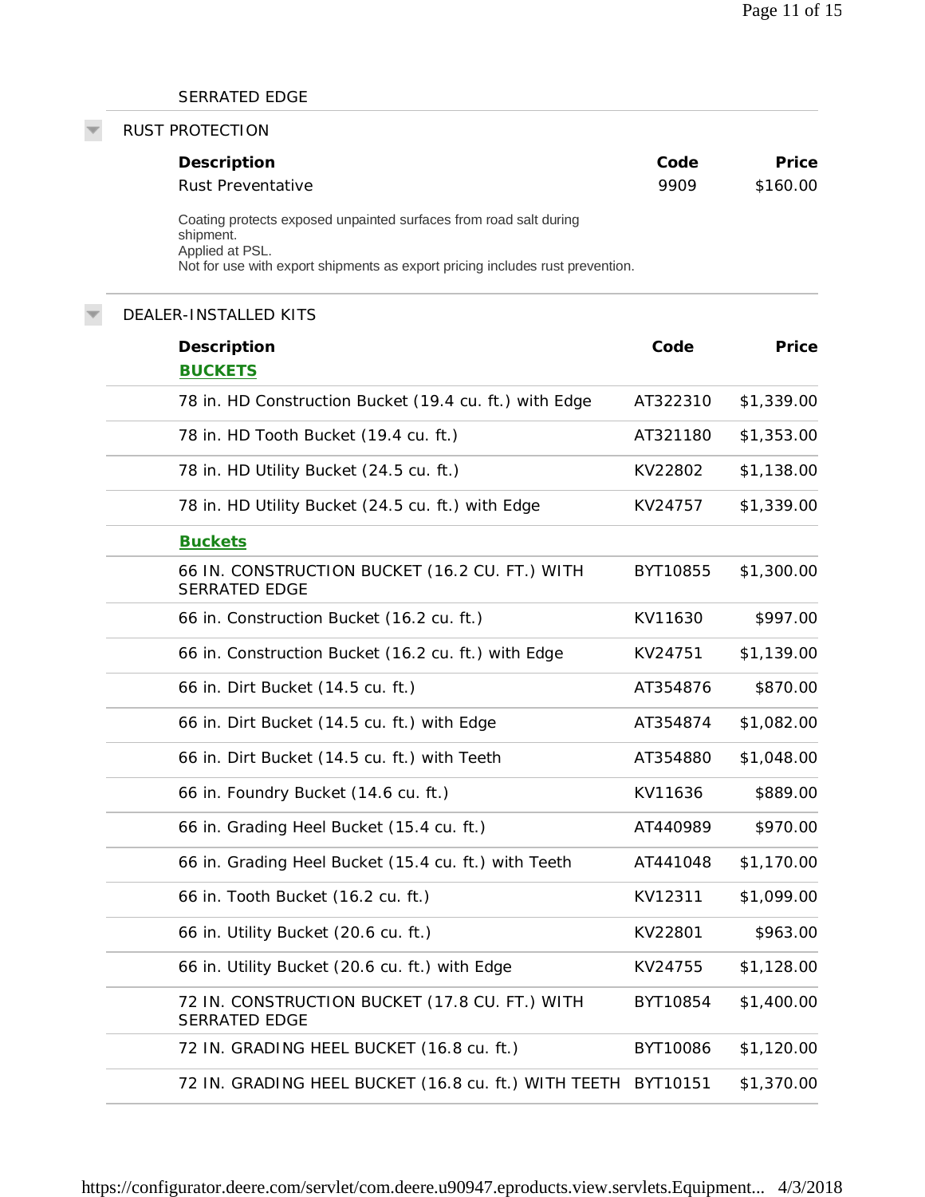SERRATED EDGE

## RUST PROTECTION

| Description | Code | Price |
|---|---|---|
| Rust Preventative | 9909 | $160.00 |

Coating protects exposed unpainted surfaces from road salt during shipment.
Applied at PSL.
Not for use with export shipments as export pricing includes rust prevention.

## DEALER-INSTALLED KITS

| Description | Code | Price |
|---|---|---|
| **BUCKETS** | | |
| 78 in. HD Construction Bucket (19.4 cu. ft.) with Edge | AT322310 | $1,339.00 |
| 78 in. HD Tooth Bucket (19.4 cu. ft.) | AT321180 | $1,353.00 |
| 78 in. HD Utility Bucket (24.5 cu. ft.) | KV22802 | $1,138.00 |
| 78 in. HD Utility Bucket (24.5 cu. ft.) with Edge | KV24757 | $1,339.00 |
| **Buckets** | | |
| 66 IN. CONSTRUCTION BUCKET (16.2 CU. FT.) WITH SERRATED EDGE | BYT10855 | $1,300.00 |
| 66 in. Construction Bucket (16.2 cu. ft.) | KV11630 | $997.00 |
| 66 in. Construction Bucket (16.2 cu. ft.) with Edge | KV24751 | $1,139.00 |
| 66 in. Dirt Bucket (14.5 cu. ft.) | AT354876 | $870.00 |
| 66 in. Dirt Bucket (14.5 cu. ft.) with Edge | AT354874 | $1,082.00 |
| 66 in. Dirt Bucket (14.5 cu. ft.) with Teeth | AT354880 | $1,048.00 |
| 66 in. Foundry Bucket (14.6 cu. ft.) | KV11636 | $889.00 |
| 66 in. Grading Heel Bucket (15.4 cu. ft.) | AT440989 | $970.00 |
| 66 in. Grading Heel Bucket (15.4 cu. ft.) with Teeth | AT441048 | $1,170.00 |
| 66 in. Tooth Bucket (16.2 cu. ft.) | KV12311 | $1,099.00 |
| 66 in. Utility Bucket (20.6 cu. ft.) | KV22801 | $963.00 |
| 66 in. Utility Bucket (20.6 cu. ft.) with Edge | KV24755 | $1,128.00 |
| 72 IN. CONSTRUCTION BUCKET (17.8 CU. FT.) WITH SERRATED EDGE | BYT10854 | $1,400.00 |
| 72 IN. GRADING HEEL BUCKET (16.8 cu. ft.) | BYT10086 | $1,120.00 |
| 72 IN. GRADING HEEL BUCKET (16.8 cu. ft.) WITH TEETH | BYT10151 | $1,370.00 |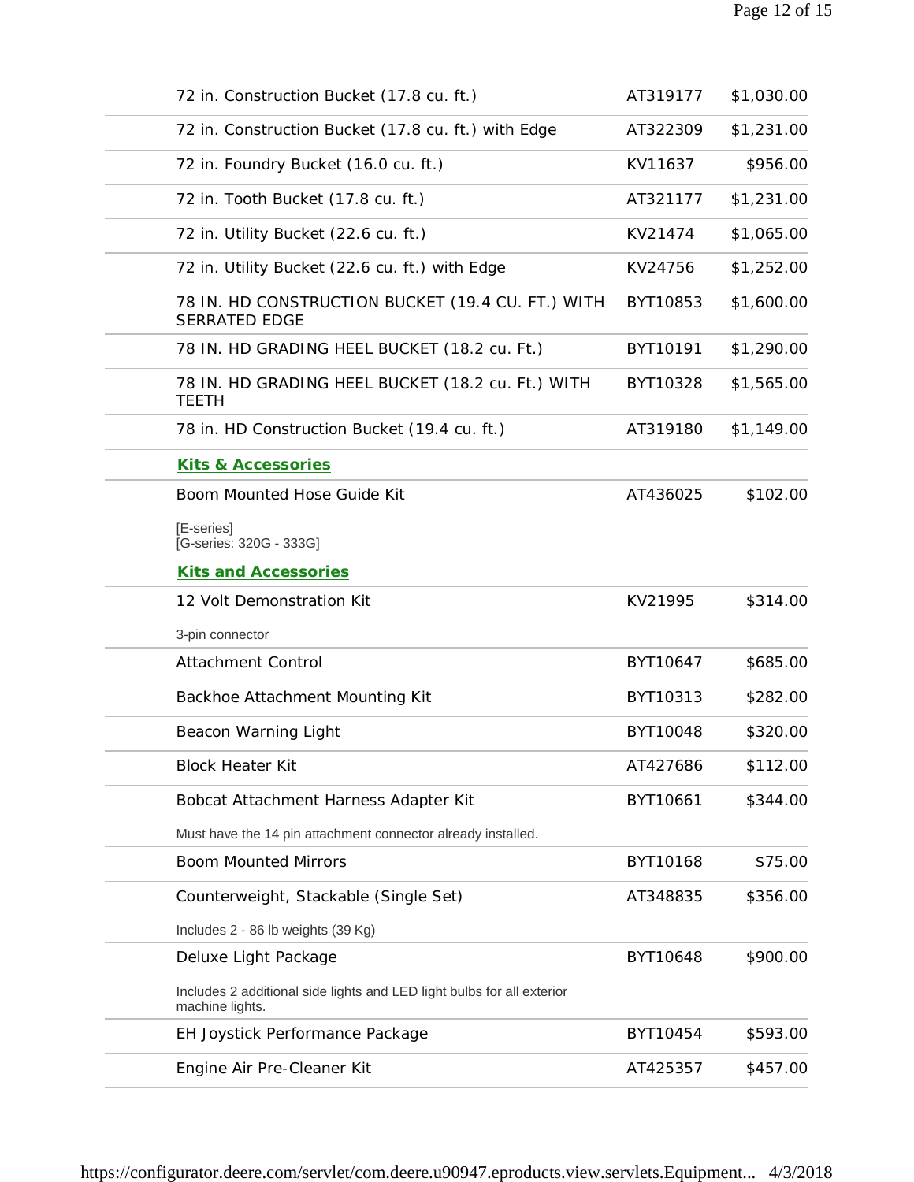| | | |
|---|---|---|
| 72 in. Construction Bucket (17.8 cu. ft.) | AT319177 | $1,030.00 |
| 72 in. Construction Bucket (17.8 cu. ft.) with Edge | AT322309 | $1,231.00 |
| 72 in. Foundry Bucket (16.0 cu. ft.) | KV11637 | $956.00 |
| 72 in. Tooth Bucket (17.8 cu. ft.) | AT321177 | $1,231.00 |
| 72 in. Utility Bucket (22.6 cu. ft.) | KV21474 | $1,065.00 |
| 72 in. Utility Bucket (22.6 cu. ft.) with Edge | KV24756 | $1,252.00 |
| 78 IN. HD CONSTRUCTION BUCKET (19.4 CU. FT.) WITH SERRATED EDGE | BYT10853 | $1,600.00 |
| 78 IN. HD GRADING HEEL BUCKET (18.2 cu. Ft.) | BYT10191 | $1,290.00 |
| 78 IN. HD GRADING HEEL BUCKET (18.2 cu. Ft.) WITH TEETH | BYT10328 | $1,565.00 |
| 78 in. HD Construction Bucket (19.4 cu. ft.) | AT319180 | $1,149.00 |

**Kits & Accessories**

| | | |
|---|---|---|
| Boom Mounted Hose Guide Kit<br>[E-series]<br>[G-series: 320G - 333G] | AT436025 | $102.00 |

**Kits and Accessories**

| | | |
|---|---|---|
| 12 Volt Demonstration Kit<br>3-pin connector | KV21995 | $314.00 |
| Attachment Control | BYT10647 | $685.00 |
| Backhoe Attachment Mounting Kit | BYT10313 | $282.00 |
| Beacon Warning Light | BYT10048 | $320.00 |
| Block Heater Kit | AT427686 | $112.00 |
| Bobcat Attachment Harness Adapter Kit<br>Must have the 14 pin attachment connector already installed. | BYT10661 | $344.00 |
| Boom Mounted Mirrors | BYT10168 | $75.00 |
| Counterweight, Stackable (Single Set)<br>Includes 2 - 86 lb weights (39 Kg) | AT348835 | $356.00 |
| Deluxe Light Package<br>Includes 2 additional side lights and LED light bulbs for all exterior machine lights. | BYT10648 | $900.00 |
| EH Joystick Performance Package | BYT10454 | $593.00 |
| Engine Air Pre-Cleaner Kit | AT425357 | $457.00 |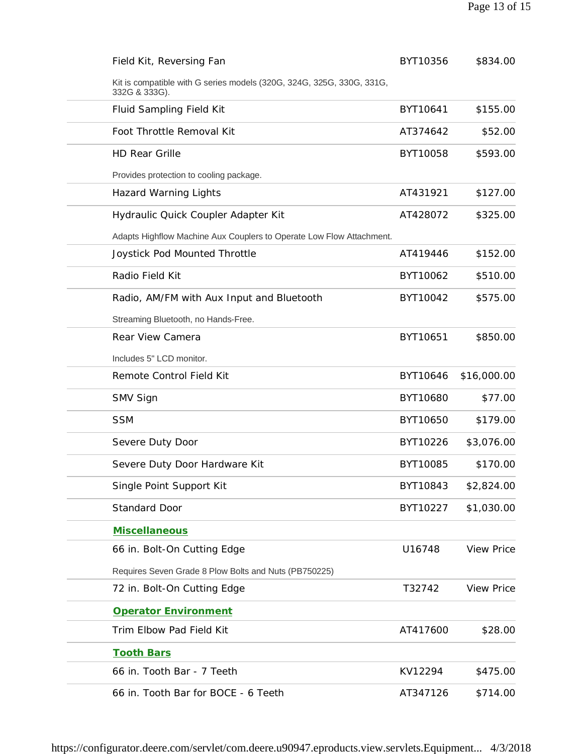| Item | Part Number | Price |
|---|---|---|
| Field Kit, Reversing Fan | BYT10356 | $834.00 |
| Kit is compatible with G series models (320G, 324G, 325G, 330G, 331G, 332G & 333G). | | |
| Fluid Sampling Field Kit | BYT10641 | $155.00 |
| Foot Throttle Removal Kit | AT374642 | $52.00 |
| HD Rear Grille | BYT10058 | $593.00 |
| Provides protection to cooling package. | | |
| Hazard Warning Lights | AT431921 | $127.00 |
| Hydraulic Quick Coupler Adapter Kit | AT428072 | $325.00 |
| Adapts Highflow Machine Aux Couplers to Operate Low Flow Attachment. | | |
| Joystick Pod Mounted Throttle | AT419446 | $152.00 |
| Radio Field Kit | BYT10062 | $510.00 |
| Radio, AM/FM with Aux Input and Bluetooth | BYT10042 | $575.00 |
| Streaming Bluetooth, no Hands-Free. | | |
| Rear View Camera | BYT10651 | $850.00 |
| Includes 5" LCD monitor. | | |
| Remote Control Field Kit | BYT10646 | $16,000.00 |
| SMV Sign | BYT10680 | $77.00 |
| SSM | BYT10650 | $179.00 |
| Severe Duty Door | BYT10226 | $3,076.00 |
| Severe Duty Door Hardware Kit | BYT10085 | $170.00 |
| Single Point Support Kit | BYT10843 | $2,824.00 |
| Standard Door | BYT10227 | $1,030.00 |

**Miscellaneous**

| Item | Part Number | Price |
|---|---|---|
| 66 in. Bolt-On Cutting Edge | U16748 | View Price |
| Requires Seven Grade 8 Plow Bolts and Nuts (PB750225) | | |
| 72 in. Bolt-On Cutting Edge | T32742 | View Price |

**Operator Environment**

| Item | Part Number | Price |
|---|---|---|
| Trim Elbow Pad Field Kit | AT417600 | $28.00 |

**Tooth Bars**

| Item | Part Number | Price |
|---|---|---|
| 66 in. Tooth Bar - 7 Teeth | KV12294 | $475.00 |
| 66 in. Tooth Bar for BOCE - 6 Teeth | AT347126 | $714.00 |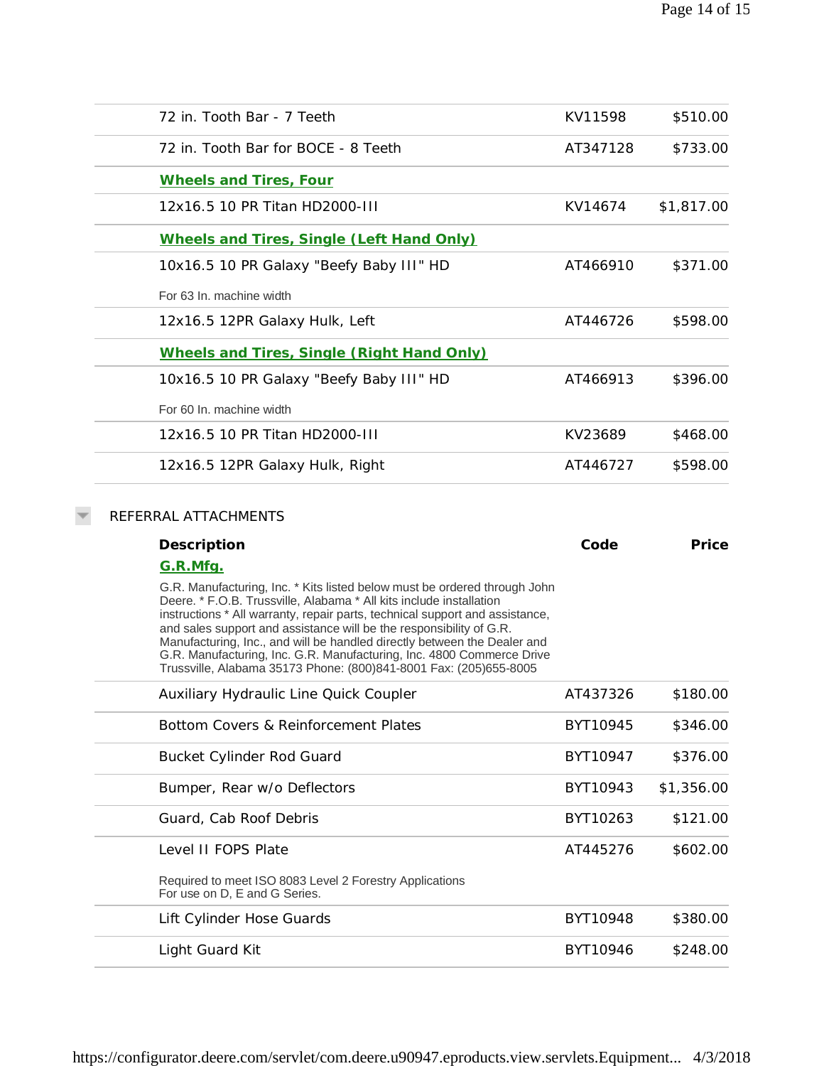| | | |
|---|---|---|
| 72 in. Tooth Bar - 7 Teeth | KV11598 | $510.00 |
| 72 in. Tooth Bar for BOCE - 8 Teeth | AT347128 | $733.00 |
| **Wheels and Tires, Four** | | |
| 12x16.5 10 PR Titan HD2000-III | KV14674 | $1,817.00 |
| **Wheels and Tires, Single (Left Hand Only)** | | |
| 10x16.5 10 PR Galaxy "Beefy Baby III" HD<br>For 63 In. machine width | AT466910 | $371.00 |
| 12x16.5 12PR Galaxy Hulk, Left | AT446726 | $598.00 |
| **Wheels and Tires, Single (Right Hand Only)** | | |
| 10x16.5 10 PR Galaxy "Beefy Baby III" HD<br>For 60 In. machine width | AT466913 | $396.00 |
| 12x16.5 10 PR Titan HD2000-III | KV23689 | $468.00 |
| 12x16.5 12PR Galaxy Hulk, Right | AT446727 | $598.00 |

## REFERRAL ATTACHMENTS

| Description | Code | Price |
|---|---|---|
| **G.R.Mfg.**<br>G.R. Manufacturing, Inc. * Kits listed below must be ordered through John Deere. * F.O.B. Trussville, Alabama * All kits include installation instructions * All warranty, repair parts, technical support and assistance, and sales support and assistance will be the responsibility of G.R. Manufacturing, Inc., and will be handled directly between the Dealer and G.R. Manufacturing, Inc. G.R. Manufacturing, Inc. 4800 Commerce Drive Trussville, Alabama 35173 Phone: (800)841-8001 Fax: (205)655-8005 | | |
| Auxiliary Hydraulic Line Quick Coupler | AT437326 | $180.00 |
| Bottom Covers & Reinforcement Plates | BYT10945 | $346.00 |
| Bucket Cylinder Rod Guard | BYT10947 | $376.00 |
| Bumper, Rear w/o Deflectors | BYT10943 | $1,356.00 |
| Guard, Cab Roof Debris | BYT10263 | $121.00 |
| Level II FOPS Plate<br>Required to meet ISO 8083 Level 2 Forestry Applications<br>For use on D, E and G Series. | AT445276 | $602.00 |
| Lift Cylinder Hose Guards | BYT10948 | $380.00 |
| Light Guard Kit | BYT10946 | $248.00 |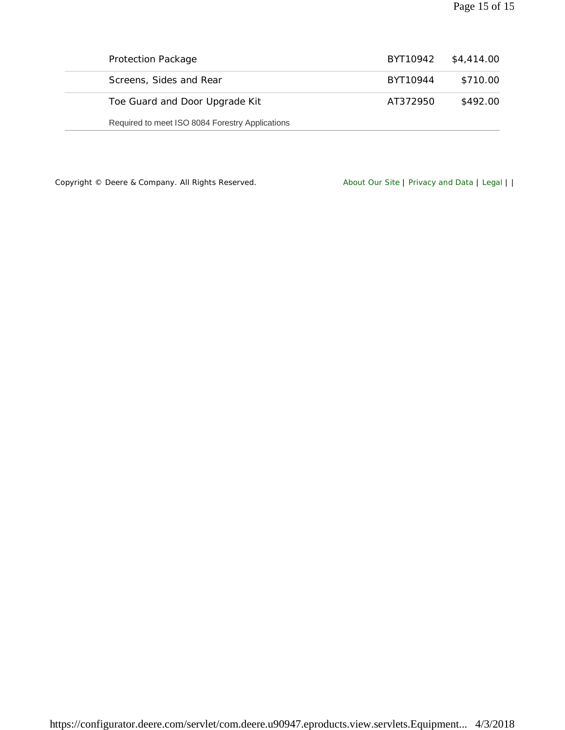| | | |
|---|---|---|
| Protection Package | BYT10942 | $4,414.00 |
| Screens, Sides and Rear | BYT10944 | $710.00 |
| Toe Guard and Door Upgrade Kit | AT372950 | $492.00 |
| Required to meet ISO 8084 Forestry Applications | | |

Copyright © Deere & Company. All Rights Reserved.

About Our Site | Privacy and Data | Legal | |